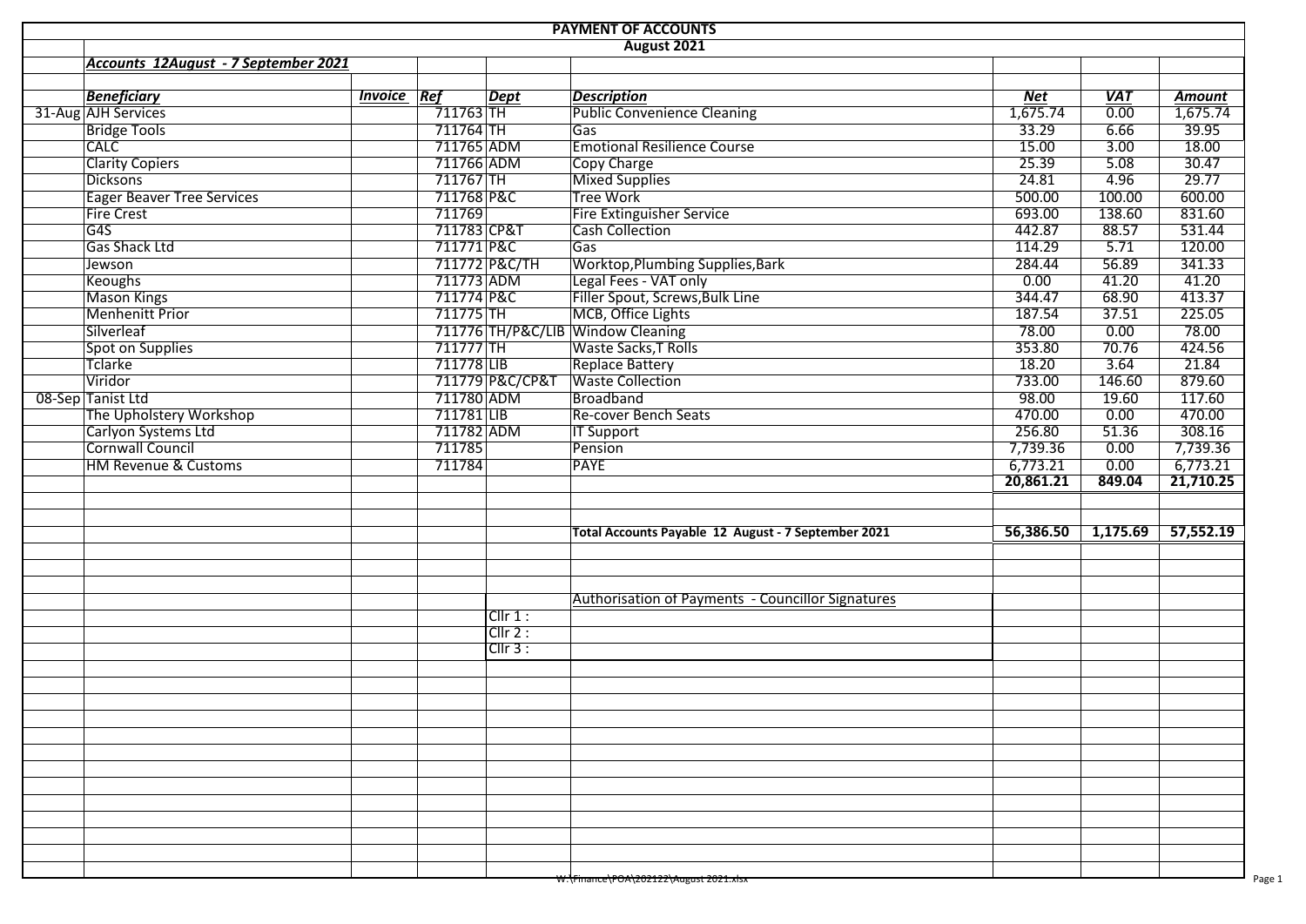# PAYMENT OF ACCOUNTS

## August 2021

***Accounts 12August - 7 September 2021***

| | ***Beneficiary*** | ***Invoice*** | ***Ref*** | ***Dept*** | ***Description*** | ***Net*** | ***VAT*** | ***Amount*** |
|---|---|---|---|---|---|---|---|---|
| 31-Aug | AJH Services | | 711763 | TH | Public Convenience Cleaning | 1,675.74 | 0.00 | 1,675.74 |
| | Bridge Tools | | 711764 | TH | Gas | 33.29 | 6.66 | 39.95 |
| | CALC | | 711765 | ADM | Emotional Resilience Course | 15.00 | 3.00 | 18.00 |
| | Clarity Copiers | | 711766 | ADM | Copy Charge | 25.39 | 5.08 | 30.47 |
| | Dicksons | | 711767 | TH | Mixed Supplies | 24.81 | 4.96 | 29.77 |
| | Eager Beaver Tree Services | | 711768 | P&C | Tree Work | 500.00 | 100.00 | 600.00 |
| | Fire Crest | | 711769 | | Fire Extinguisher Service | 693.00 | 138.60 | 831.60 |
| | G4S | | 711783 | CP&T | Cash Collection | 442.87 | 88.57 | 531.44 |
| | Gas Shack Ltd | | 711771 | P&C | Gas | 114.29 | 5.71 | 120.00 |
| | Jewson | | 711772 | P&C/TH | Worktop,Plumbing Supplies,Bark | 284.44 | 56.89 | 341.33 |
| | Keoughs | | 711773 | ADM | Legal Fees - VAT only | 0.00 | 41.20 | 41.20 |
| | Mason Kings | | 711774 | P&C | Filler Spout, Screws,Bulk Line | 344.47 | 68.90 | 413.37 |
| | Menhenitt Prior | | 711775 | TH | MCB, Office Lights | 187.54 | 37.51 | 225.05 |
| | Silverleaf | | 711776 | TH/P&C/LIB | Window Cleaning | 78.00 | 0.00 | 78.00 |
| | Spot on Supplies | | 711777 | TH | Waste Sacks,T Rolls | 353.80 | 70.76 | 424.56 |
| | Tclarke | | 711778 | LIB | Replace Battery | 18.20 | 3.64 | 21.84 |
| | Viridor | | 711779 | P&C/CP&T | Waste Collection | 733.00 | 146.60 | 879.60 |
| 08-Sep | Tanist Ltd | | 711780 | ADM | Broadband | 98.00 | 19.60 | 117.60 |
| | The Upholstery Workshop | | 711781 | LIB | Re-cover Bench Seats | 470.00 | 0.00 | 470.00 |
| | Carlyon Systems Ltd | | 711782 | ADM | IT Support | 256.80 | 51.36 | 308.16 |
| | Cornwall Council | | 711785 | | Pension | 7,739.36 | 0.00 | 7,739.36 |
| | HM Revenue & Customs | | 711784 | | PAYE | 6,773.21 | 0.00 | 6,773.21 |
| | | | | | | **20,861.21** | **849.04** | **21,710.25** |
| | | | | | **Total Accounts Payable 12 August - 7 September 2021** | **56,386.50** | **1,175.69** | **57,552.19** |

Authorisation of Payments - Councillor Signatures

Cllr 1 :

Cllr 2 :

Cllr 3 :

W:\Finance\POA\202122\August 2021.xlsx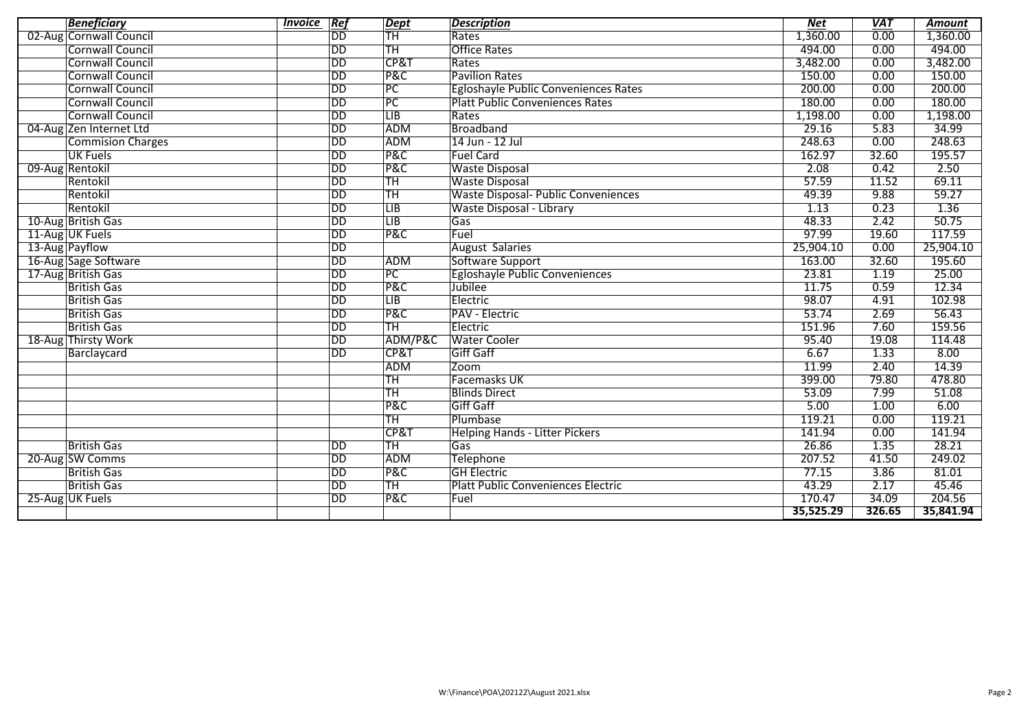| | Beneficiary | Invoice | Ref | Dept | Description | Net | VAT | Amount |
|---|---|---|---|---|---|---|---|---|
| 02-Aug | Cornwall Council | | DD | TH | Rates | 1,360.00 | 0.00 | 1,360.00 |
| | Cornwall Council | | DD | TH | Office Rates | 494.00 | 0.00 | 494.00 |
| | Cornwall Council | | DD | CP&T | Rates | 3,482.00 | 0.00 | 3,482.00 |
| | Cornwall Council | | DD | P&C | Pavilion Rates | 150.00 | 0.00 | 150.00 |
| | Cornwall Council | | DD | PC | Egloshayle Public Conveniences Rates | 200.00 | 0.00 | 200.00 |
| | Cornwall Council | | DD | PC | Platt Public Conveniences Rates | 180.00 | 0.00 | 180.00 |
| | Cornwall Council | | DD | LIB | Rates | 1,198.00 | 0.00 | 1,198.00 |
| 04-Aug | Zen Internet Ltd | | DD | ADM | Broadband | 29.16 | 5.83 | 34.99 |
| | Commision Charges | | DD | ADM | 14 Jun - 12 Jul | 248.63 | 0.00 | 248.63 |
| | UK Fuels | | DD | P&C | Fuel Card | 162.97 | 32.60 | 195.57 |
| 09-Aug | Rentokil | | DD | P&C | Waste Disposal | 2.08 | 0.42 | 2.50 |
| | Rentokil | | DD | TH | Waste Disposal | 57.59 | 11.52 | 69.11 |
| | Rentokil | | DD | TH | Waste Disposal- Public Conveniences | 49.39 | 9.88 | 59.27 |
| | Rentokil | | DD | LIB | Waste Disposal - Library | 1.13 | 0.23 | 1.36 |
| 10-Aug | British Gas | | DD | LIB | Gas | 48.33 | 2.42 | 50.75 |
| 11-Aug | UK Fuels | | DD | P&C | Fuel | 97.99 | 19.60 | 117.59 |
| 13-Aug | Payflow | | DD | | August Salaries | 25,904.10 | 0.00 | 25,904.10 |
| 16-Aug | Sage Software | | DD | ADM | Software Support | 163.00 | 32.60 | 195.60 |
| 17-Aug | British Gas | | DD | PC | Egloshayle Public Conveniences | 23.81 | 1.19 | 25.00 |
| | British Gas | | DD | P&C | Jubilee | 11.75 | 0.59 | 12.34 |
| | British Gas | | DD | LIB | Electric | 98.07 | 4.91 | 102.98 |
| | British Gas | | DD | P&C | PAV - Electric | 53.74 | 2.69 | 56.43 |
| | British Gas | | DD | TH | Electric | 151.96 | 7.60 | 159.56 |
| 18-Aug | Thirsty Work | | DD | ADM/P&C | Water Cooler | 95.40 | 19.08 | 114.48 |
| | Barclaycard | | DD | CP&T | Giff Gaff | 6.67 | 1.33 | 8.00 |
| | | | | ADM | Zoom | 11.99 | 2.40 | 14.39 |
| | | | | TH | Facemasks UK | 399.00 | 79.80 | 478.80 |
| | | | | TH | Blinds Direct | 53.09 | 7.99 | 51.08 |
| | | | | P&C | Giff Gaff | 5.00 | 1.00 | 6.00 |
| | | | | TH | Plumbase | 119.21 | 0.00 | 119.21 |
| | | | | CP&T | Helping Hands - Litter Pickers | 141.94 | 0.00 | 141.94 |
| | British Gas | | DD | TH | Gas | 26.86 | 1.35 | 28.21 |
| 20-Aug | SW Comms | | DD | ADM | Telephone | 207.52 | 41.50 | 249.02 |
| | British Gas | | DD | P&C | GH Electric | 77.15 | 3.86 | 81.01 |
| | British Gas | | DD | TH | Platt Public Conveniences Electric | 43.29 | 2.17 | 45.46 |
| 25-Aug | UK Fuels | | DD | P&C | Fuel | 170.47 | 34.09 | 204.56 |
| | | | | | | **35,525.29** | **326.65** | **35,841.94** |

W:\Finance\POA\202122\August 2021.xlsx